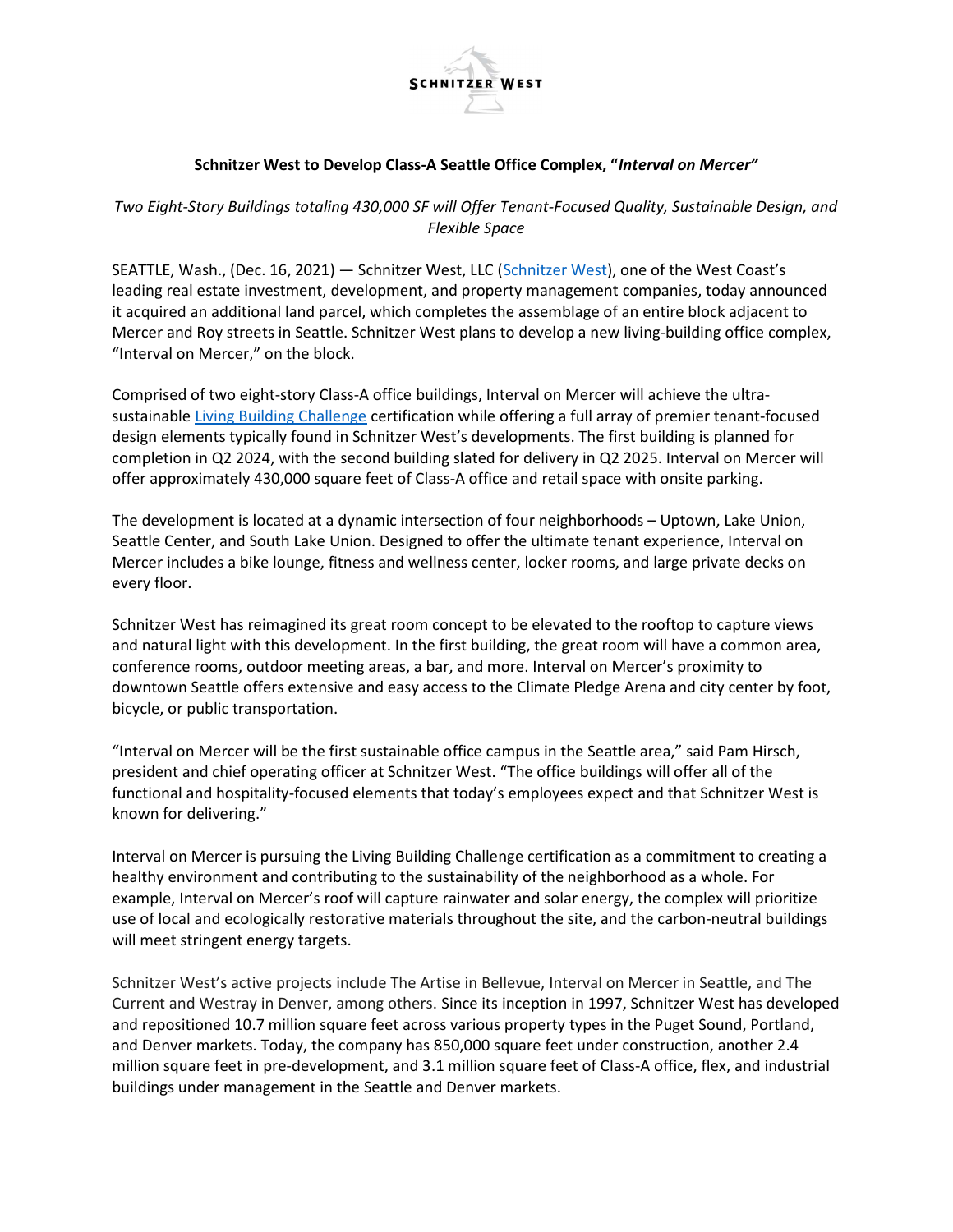**SCHNITZER WEST**

**Schnitzer West to Develop Class-A Seattle Office Complex, "*Interval on Mercer*"**

*Two Eight-Story Buildings totaling 430,000 SF will Offer Tenant-Focused Quality, Sustainable Design, and Flexible Space*

SEATTLE, Wash., (Dec. 16, 2021) — Schnitzer West, LLC (Schnitzer West), one of the West Coast's leading real estate investment, development, and property management companies, today announced it acquired an additional land parcel, which completes the assemblage of an entire block adjacent to Mercer and Roy streets in Seattle. Schnitzer West plans to develop a new living-building office complex, "Interval on Mercer," on the block.

Comprised of two eight-story Class-A office buildings, Interval on Mercer will achieve the ultra-sustainable Living Building Challenge certification while offering a full array of premier tenant-focused design elements typically found in Schnitzer West's developments. The first building is planned for completion in Q2 2024, with the second building slated for delivery in Q2 2025. Interval on Mercer will offer approximately 430,000 square feet of Class-A office and retail space with onsite parking.

The development is located at a dynamic intersection of four neighborhoods – Uptown, Lake Union, Seattle Center, and South Lake Union. Designed to offer the ultimate tenant experience, Interval on Mercer includes a bike lounge, fitness and wellness center, locker rooms, and large private decks on every floor.

Schnitzer West has reimagined its great room concept to be elevated to the rooftop to capture views and natural light with this development. In the first building, the great room will have a common area, conference rooms, outdoor meeting areas, a bar, and more. Interval on Mercer's proximity to downtown Seattle offers extensive and easy access to the Climate Pledge Arena and city center by foot, bicycle, or public transportation.

"Interval on Mercer will be the first sustainable office campus in the Seattle area," said Pam Hirsch, president and chief operating officer at Schnitzer West. "The office buildings will offer all of the functional and hospitality-focused elements that today's employees expect and that Schnitzer West is known for delivering."

Interval on Mercer is pursuing the Living Building Challenge certification as a commitment to creating a healthy environment and contributing to the sustainability of the neighborhood as a whole. For example, Interval on Mercer's roof will capture rainwater and solar energy, the complex will prioritize use of local and ecologically restorative materials throughout the site, and the carbon-neutral buildings will meet stringent energy targets.

Schnitzer West's active projects include The Artise in Bellevue, Interval on Mercer in Seattle, and The Current and Westray in Denver, among others. Since its inception in 1997, Schnitzer West has developed and repositioned 10.7 million square feet across various property types in the Puget Sound, Portland, and Denver markets. Today, the company has 850,000 square feet under construction, another 2.4 million square feet in pre-development, and 3.1 million square feet of Class-A office, flex, and industrial buildings under management in the Seattle and Denver markets.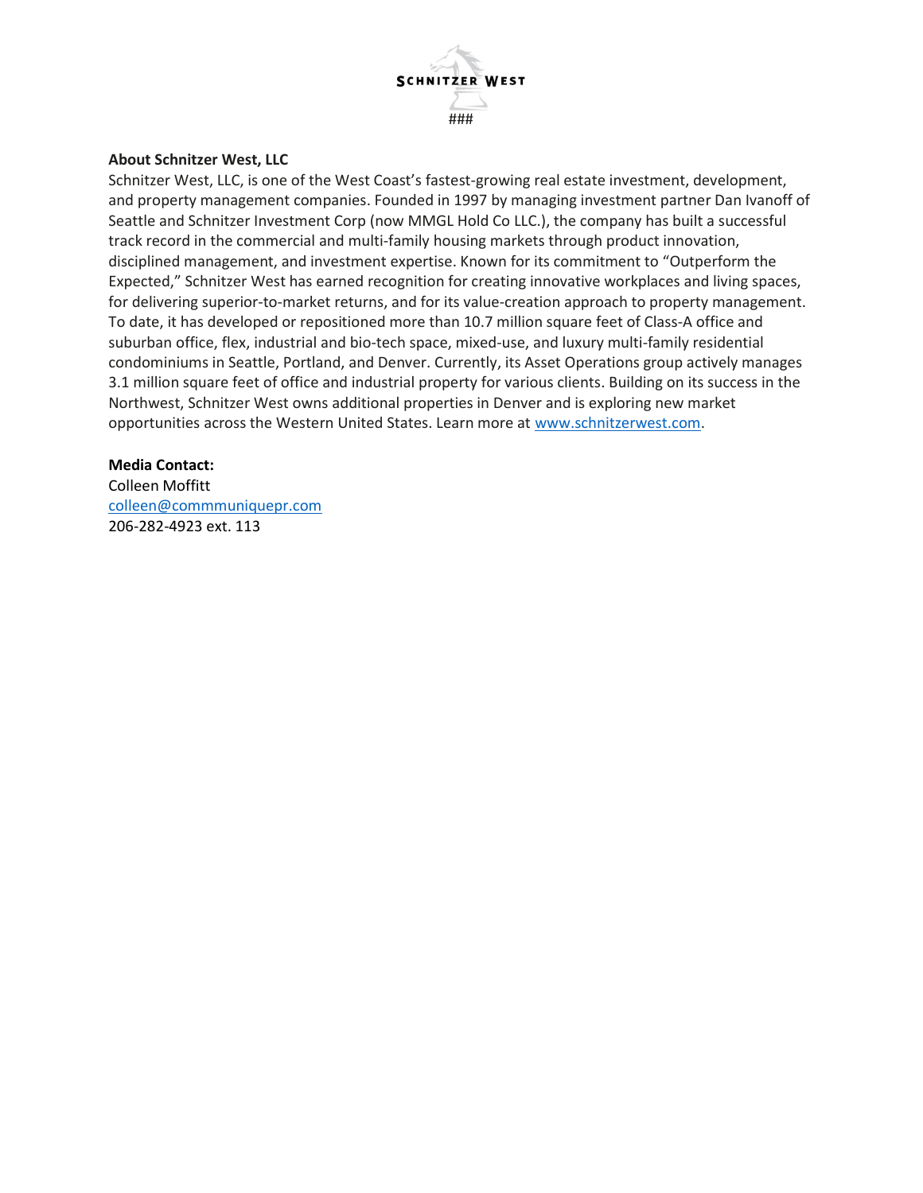SCHNITZER WEST

###

**About Schnitzer West, LLC**

Schnitzer West, LLC, is one of the West Coast's fastest-growing real estate investment, development, and property management companies. Founded in 1997 by managing investment partner Dan Ivanoff of Seattle and Schnitzer Investment Corp (now MMGL Hold Co LLC.), the company has built a successful track record in the commercial and multi-family housing markets through product innovation, disciplined management, and investment expertise. Known for its commitment to "Outperform the Expected," Schnitzer West has earned recognition for creating innovative workplaces and living spaces, for delivering superior-to-market returns, and for its value-creation approach to property management. To date, it has developed or repositioned more than 10.7 million square feet of Class-A office and suburban office, flex, industrial and bio-tech space, mixed-use, and luxury multi-family residential condominiums in Seattle, Portland, and Denver. Currently, its Asset Operations group actively manages 3.1 million square feet of office and industrial property for various clients. Building on its success in the Northwest, Schnitzer West owns additional properties in Denver and is exploring new market opportunities across the Western United States. Learn more at www.schnitzerwest.com.

**Media Contact:**
Colleen Moffitt
colleen@commmuniquepr.com
206-282-4923 ext. 113